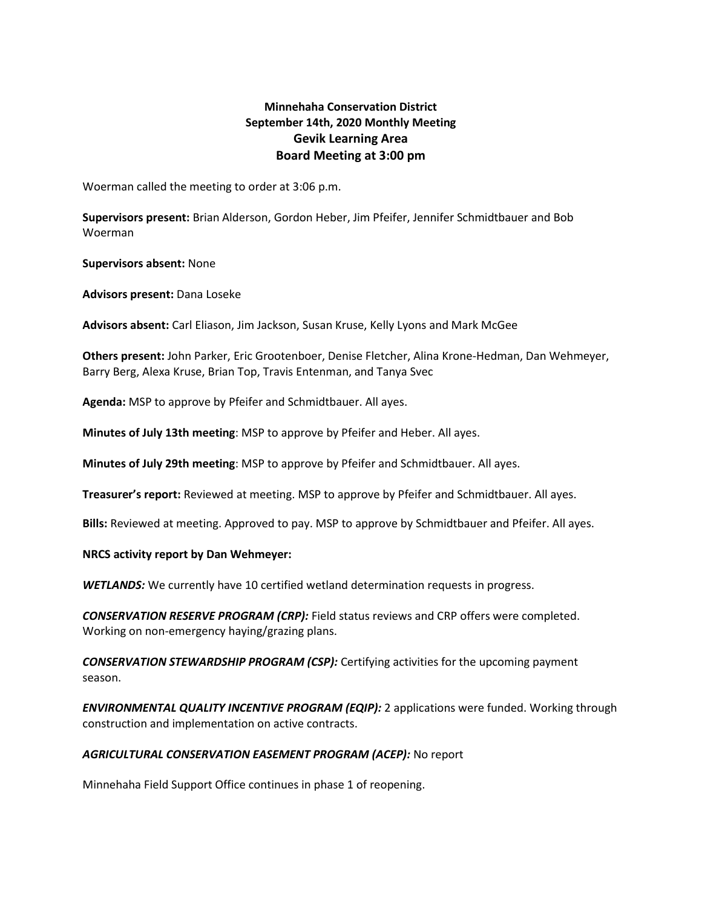**Minnehaha Conservation District**
**September 14th, 2020 Monthly Meeting**
**Gevik Learning Area**
**Board Meeting at 3:00 pm**

Woerman called the meeting to order at 3:06 p.m.

**Supervisors present:** Brian Alderson, Gordon Heber, Jim Pfeifer, Jennifer Schmidtbauer and Bob Woerman

**Supervisors absent:** None

**Advisors present:** Dana Loseke

**Advisors absent:** Carl Eliason, Jim Jackson, Susan Kruse, Kelly Lyons and Mark McGee

**Others present:** John Parker, Eric Grootenboer, Denise Fletcher, Alina Krone-Hedman, Dan Wehmeyer, Barry Berg, Alexa Kruse, Brian Top, Travis Entenman, and Tanya Svec

**Agenda:** MSP to approve by Pfeifer and Schmidtbauer. All ayes.

**Minutes of July 13th meeting**: MSP to approve by Pfeifer and Heber. All ayes.

**Minutes of July 29th meeting**: MSP to approve by Pfeifer and Schmidtbauer. All ayes.

**Treasurer's report:** Reviewed at meeting. MSP to approve by Pfeifer and Schmidtbauer. All ayes.

**Bills:** Reviewed at meeting. Approved to pay. MSP to approve by Schmidtbauer and Pfeifer. All ayes.

**NRCS activity report by Dan Wehmeyer:**

***WETLANDS:*** We currently have 10 certified wetland determination requests in progress.

***CONSERVATION RESERVE PROGRAM (CRP):*** Field status reviews and CRP offers were completed. Working on non-emergency haying/grazing plans.

***CONSERVATION STEWARDSHIP PROGRAM (CSP):*** Certifying activities for the upcoming payment season.

***ENVIRONMENTAL QUALITY INCENTIVE PROGRAM (EQIP):*** 2 applications were funded. Working through construction and implementation on active contracts.

***AGRICULTURAL CONSERVATION EASEMENT PROGRAM (ACEP):*** No report

Minnehaha Field Support Office continues in phase 1 of reopening.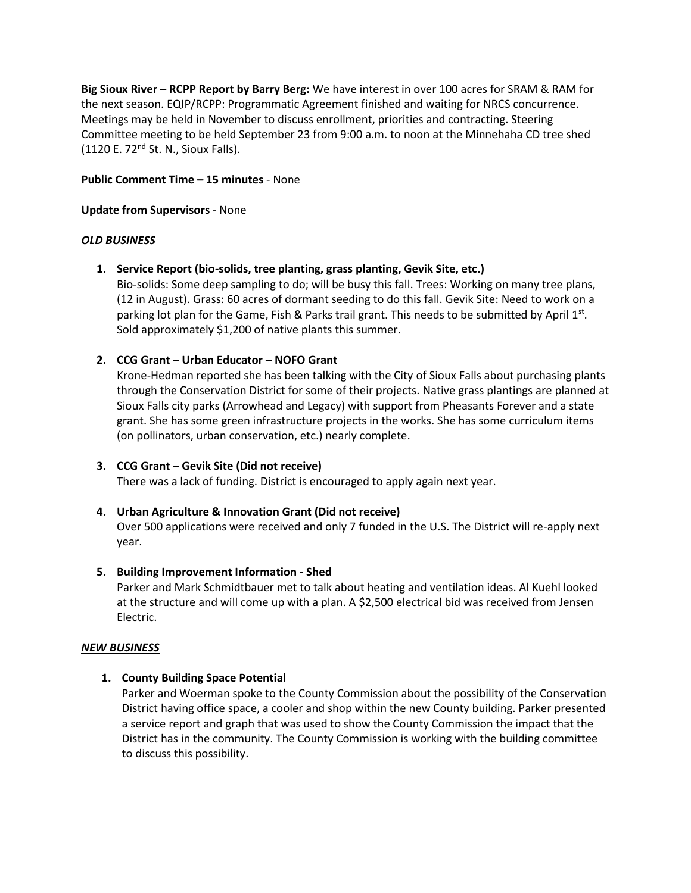**Big Sioux River – RCPP Report by Barry Berg:** We have interest in over 100 acres for SRAM & RAM for the next season. EQIP/RCPP: Programmatic Agreement finished and waiting for NRCS concurrence. Meetings may be held in November to discuss enrollment, priorities and contracting. Steering Committee meeting to be held September 23 from 9:00 a.m. to noon at the Minnehaha CD tree shed (1120 E. 72nd St. N., Sioux Falls).

**Public Comment Time – 15 minutes** - None

**Update from Supervisors** - None

***OLD BUSINESS***

1. **Service Report (bio-solids, tree planting, grass planting, Gevik Site, etc.)**
   Bio-solids: Some deep sampling to do; will be busy this fall. Trees: Working on many tree plans, (12 in August). Grass: 60 acres of dormant seeding to do this fall. Gevik Site: Need to work on a parking lot plan for the Game, Fish & Parks trail grant. This needs to be submitted by April 1st. Sold approximately $1,200 of native plants this summer.

2. **CCG Grant – Urban Educator – NOFO Grant**
   Krone-Hedman reported she has been talking with the City of Sioux Falls about purchasing plants through the Conservation District for some of their projects. Native grass plantings are planned at Sioux Falls city parks (Arrowhead and Legacy) with support from Pheasants Forever and a state grant. She has some green infrastructure projects in the works. She has some curriculum items (on pollinators, urban conservation, etc.) nearly complete.

3. **CCG Grant – Gevik Site (Did not receive)**
   There was a lack of funding. District is encouraged to apply again next year.

4. **Urban Agriculture & Innovation Grant (Did not receive)**
   Over 500 applications were received and only 7 funded in the U.S. The District will re-apply next year.

5. **Building Improvement Information - Shed**
   Parker and Mark Schmidtbauer met to talk about heating and ventilation ideas. Al Kuehl looked at the structure and will come up with a plan. A $2,500 electrical bid was received from Jensen Electric.

***NEW BUSINESS***

1. **County Building Space Potential**
   Parker and Woerman spoke to the County Commission about the possibility of the Conservation District having office space, a cooler and shop within the new County building. Parker presented a service report and graph that was used to show the County Commission the impact that the District has in the community. The County Commission is working with the building committee to discuss this possibility.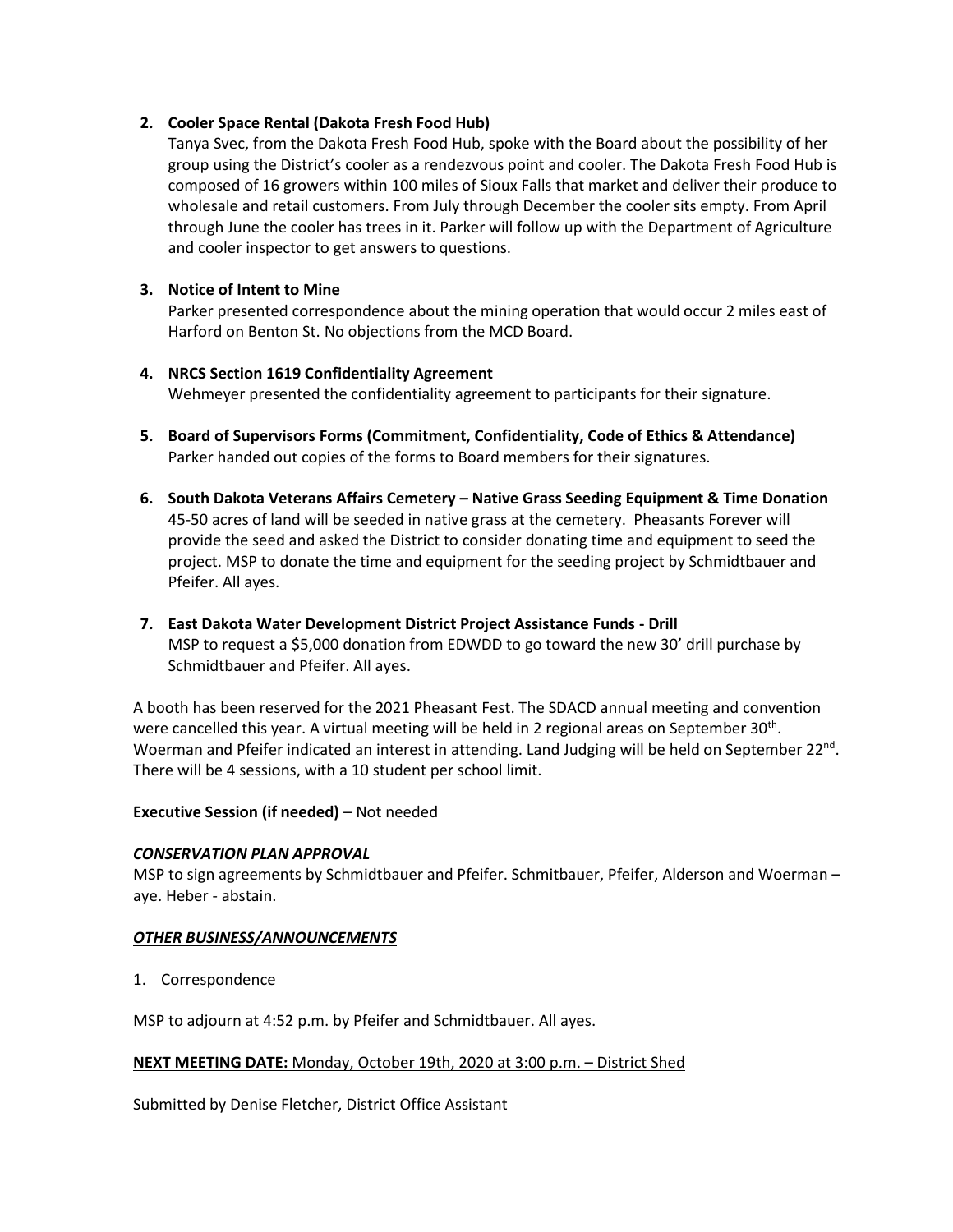2. **Cooler Space Rental (Dakota Fresh Food Hub)**
   Tanya Svec, from the Dakota Fresh Food Hub, spoke with the Board about the possibility of her group using the District's cooler as a rendezvous point and cooler. The Dakota Fresh Food Hub is composed of 16 growers within 100 miles of Sioux Falls that market and deliver their produce to wholesale and retail customers. From July through December the cooler sits empty. From April through June the cooler has trees in it. Parker will follow up with the Department of Agriculture and cooler inspector to get answers to questions.

3. **Notice of Intent to Mine**
   Parker presented correspondence about the mining operation that would occur 2 miles east of Harford on Benton St. No objections from the MCD Board.

4. **NRCS Section 1619 Confidentiality Agreement**
   Wehmeyer presented the confidentiality agreement to participants for their signature.

5. **Board of Supervisors Forms (Commitment, Confidentiality, Code of Ethics & Attendance)**
   Parker handed out copies of the forms to Board members for their signatures.

6. **South Dakota Veterans Affairs Cemetery – Native Grass Seeding Equipment & Time Donation**
   45-50 acres of land will be seeded in native grass at the cemetery. Pheasants Forever will provide the seed and asked the District to consider donating time and equipment to seed the project. MSP to donate the time and equipment for the seeding project by Schmidtbauer and Pfeifer. All ayes.

7. **East Dakota Water Development District Project Assistance Funds - Drill**
   MSP to request a $5,000 donation from EDWDD to go toward the new 30' drill purchase by Schmidtbauer and Pfeifer. All ayes.

A booth has been reserved for the 2021 Pheasant Fest. The SDACD annual meeting and convention were cancelled this year. A virtual meeting will be held in 2 regional areas on September 30th. Woerman and Pfeifer indicated an interest in attending. Land Judging will be held on September 22nd. There will be 4 sessions, with a 10 student per school limit.

**Executive Session (if needed)** – Not needed

***CONSERVATION PLAN APPROVAL***

MSP to sign agreements by Schmidtbauer and Pfeifer. Schmitbauer, Pfeifer, Alderson and Woerman – aye. Heber - abstain.

***OTHER BUSINESS/ANNOUNCEMENTS***

1. Correspondence

MSP to adjourn at 4:52 p.m. by Pfeifer and Schmidtbauer. All ayes.

**NEXT MEETING DATE:** Monday, October 19th, 2020 at 3:00 p.m. – District Shed

Submitted by Denise Fletcher, District Office Assistant